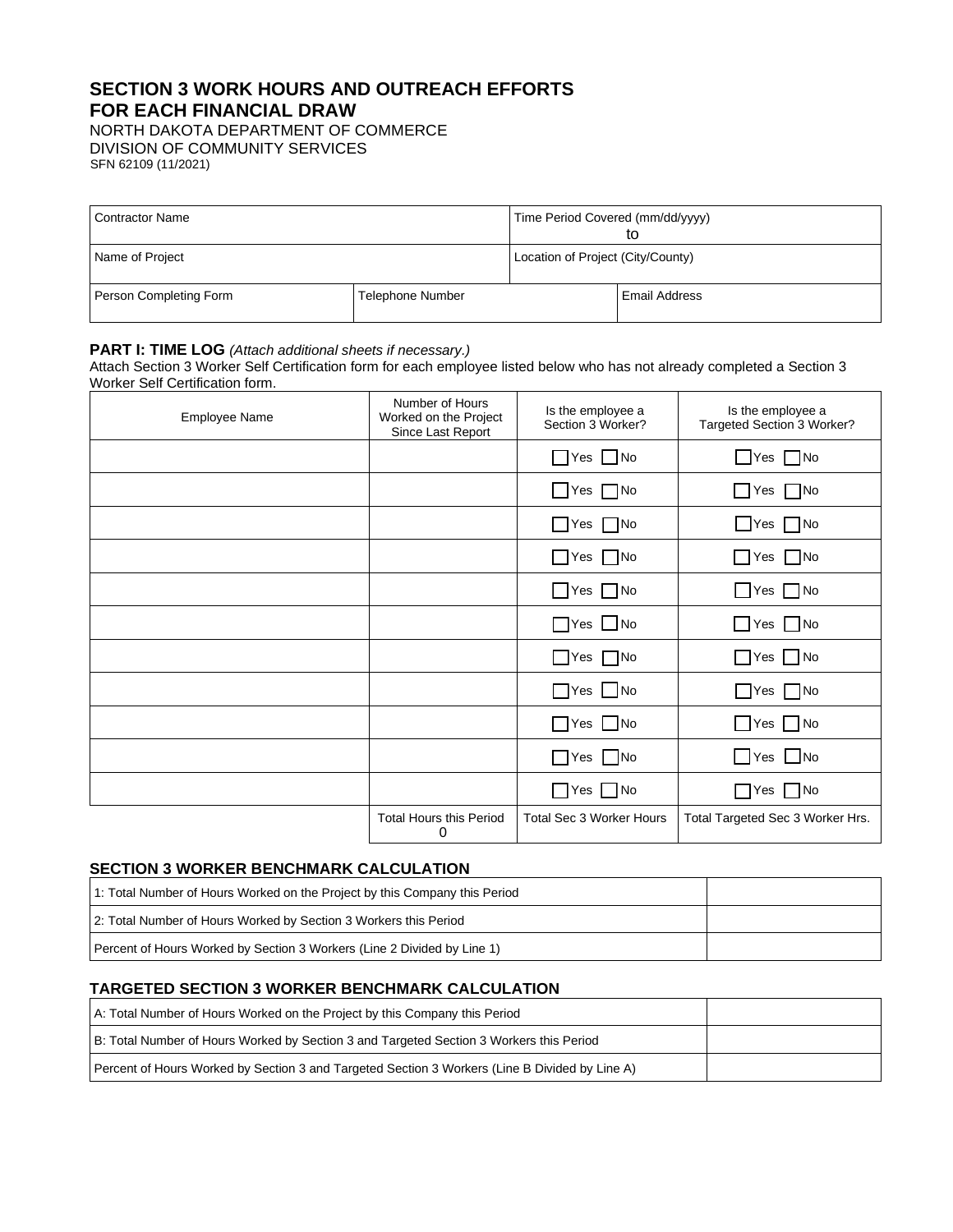# SECTION 3 WORK HOURS AND OUTREACH EFFORTS FOR EACH FINANCIAL DRAW

NORTH DAKOTA DEPARTMENT OF COMMERCE
DIVISION OF COMMUNITY SERVICES
SFN 62109 (11/2021)

| Contractor Name | | Time Period Covered (mm/dd/yyyy) to |
|---|---|---|
| Name of Project | | Location of Project (City/County) |
| Person Completing Form | Telephone Number | Email Address |

**PART I: TIME LOG** *(Attach additional sheets if necessary.)*

Attach Section 3 Worker Self Certification form for each employee listed below who has not already completed a Section 3 Worker Self Certification form.

| Employee Name | Number of Hours Worked on the Project Since Last Report | Is the employee a Section 3 Worker? | Is the employee a Targeted Section 3 Worker? |
|---|---|---|---|
| | | ☐ Yes ☐ No | ☐ Yes ☐ No |
| | | ☐ Yes ☐ No | ☐ Yes ☐ No |
| | | ☐ Yes ☐ No | ☐ Yes ☐ No |
| | | ☐ Yes ☐ No | ☐ Yes ☐ No |
| | | ☐ Yes ☐ No | ☐ Yes ☐ No |
| | | ☐ Yes ☐ No | ☐ Yes ☐ No |
| | | ☐ Yes ☐ No | ☐ Yes ☐ No |
| | | ☐ Yes ☐ No | ☐ Yes ☐ No |
| | | ☐ Yes ☐ No | ☐ Yes ☐ No |
| | | ☐ Yes ☐ No | ☐ Yes ☐ No |
| | | ☐ Yes ☐ No | ☐ Yes ☐ No |
| | Total Hours this Period 0 | Total Sec 3 Worker Hours | Total Targeted Sec 3 Worker Hrs. |

### SECTION 3 WORKER BENCHMARK CALCULATION

| | |
|---|---|
| 1: Total Number of Hours Worked on the Project by this Company this Period | |
| 2: Total Number of Hours Worked by Section 3 Workers this Period | |
| Percent of Hours Worked by Section 3 Workers (Line 2 Divided by Line 1) | |

### TARGETED SECTION 3 WORKER BENCHMARK CALCULATION

| | |
|---|---|
| A: Total Number of Hours Worked on the Project by this Company this Period | |
| B: Total Number of Hours Worked by Section 3 and Targeted Section 3 Workers this Period | |
| Percent of Hours Worked by Section 3 and Targeted Section 3 Workers (Line B Divided by Line A) | |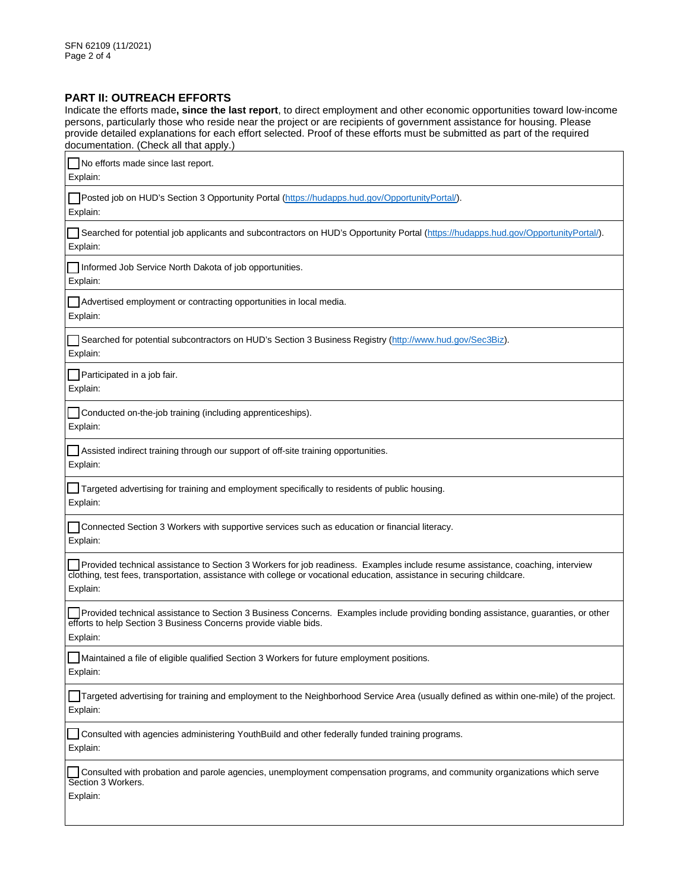## PART II: OUTREACH EFFORTS

Indicate the efforts made**, since the last report**, to direct employment and other economic opportunities toward low-income persons, particularly those who reside near the project or are recipients of government assistance for housing. Please provide detailed explanations for each effort selected. Proof of these efforts must be submitted as part of the required documentation. (Check all that apply.)

☐ No efforts made since last report.
Explain:

☐ Posted job on HUD's Section 3 Opportunity Portal (https://hudapps.hud.gov/OpportunityPortal/).
Explain:

☐ Searched for potential job applicants and subcontractors on HUD's Opportunity Portal (https://hudapps.hud.gov/OpportunityPortal/).
Explain:

☐ Informed Job Service North Dakota of job opportunities.
Explain:

☐ Advertised employment or contracting opportunities in local media.
Explain:

☐ Searched for potential subcontractors on HUD's Section 3 Business Registry (http://www.hud.gov/Sec3Biz).
Explain:

☐ Participated in a job fair.
Explain:

☐ Conducted on-the-job training (including apprenticeships).
Explain:

☐ Assisted indirect training through our support of off-site training opportunities.
Explain:

☐ Targeted advertising for training and employment specifically to residents of public housing.
Explain:

☐ Connected Section 3 Workers with supportive services such as education or financial literacy.
Explain:

☐ Provided technical assistance to Section 3 Workers for job readiness. Examples include resume assistance, coaching, interview clothing, test fees, transportation, assistance with college or vocational education, assistance in securing childcare.
Explain:

☐ Provided technical assistance to Section 3 Business Concerns. Examples include providing bonding assistance, guaranties, or other efforts to help Section 3 Business Concerns provide viable bids.
Explain:

☐ Maintained a file of eligible qualified Section 3 Workers for future employment positions.
Explain:

☐ Targeted advertising for training and employment to the Neighborhood Service Area (usually defined as within one-mile) of the project.
Explain:

☐ Consulted with agencies administering YouthBuild and other federally funded training programs.
Explain:

☐ Consulted with probation and parole agencies, unemployment compensation programs, and community organizations which serve Section 3 Workers.
Explain: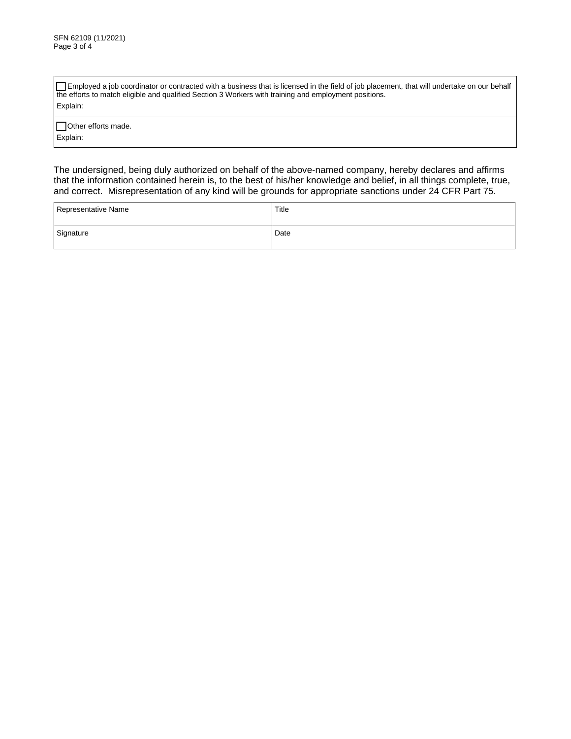- [ ] Employed a job coordinator or contracted with a business that is licensed in the field of job placement, that will undertake on our behalf the efforts to match eligible and qualified Section 3 Workers with training and employment positions.

Explain:

- [ ] Other efforts made.

Explain:

The undersigned, being duly authorized on behalf of the above-named company, hereby declares and affirms that the information contained herein is, to the best of his/her knowledge and belief, in all things complete, true, and correct. Misrepresentation of any kind will be grounds for appropriate sanctions under 24 CFR Part 75.

| Representative Name | Title |
|---|---|
| Signature | Date |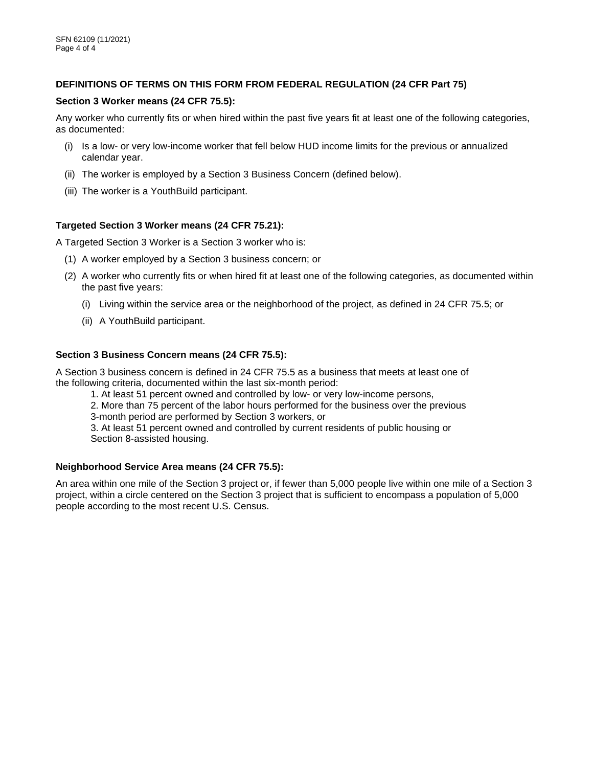## DEFINITIONS OF TERMS ON THIS FORM FROM FEDERAL REGULATION (24 CFR Part 75)

**Section 3 Worker means (24 CFR 75.5):**

Any worker who currently fits or when hired within the past five years fit at least one of the following categories, as documented:

(i) Is a low- or very low-income worker that fell below HUD income limits for the previous or annualized calendar year.

(ii) The worker is employed by a Section 3 Business Concern (defined below).

(iii) The worker is a YouthBuild participant.

**Targeted Section 3 Worker means (24 CFR 75.21):**

A Targeted Section 3 Worker is a Section 3 worker who is:

(1) A worker employed by a Section 3 business concern; or

(2) A worker who currently fits or when hired fit at least one of the following categories, as documented within the past five years:

  (i) Living within the service area or the neighborhood of the project, as defined in 24 CFR 75.5; or

  (ii) A YouthBuild participant.

**Section 3 Business Concern means (24 CFR 75.5):**

A Section 3 business concern is defined in 24 CFR 75.5 as a business that meets at least one of the following criteria, documented within the last six-month period:

1. At least 51 percent owned and controlled by low- or very low-income persons,
2. More than 75 percent of the labor hours performed for the business over the previous 3-month period are performed by Section 3 workers, or
3. At least 51 percent owned and controlled by current residents of public housing or Section 8-assisted housing.

**Neighborhood Service Area means (24 CFR 75.5):**

An area within one mile of the Section 3 project or, if fewer than 5,000 people live within one mile of a Section 3 project, within a circle centered on the Section 3 project that is sufficient to encompass a population of 5,000 people according to the most recent U.S. Census.